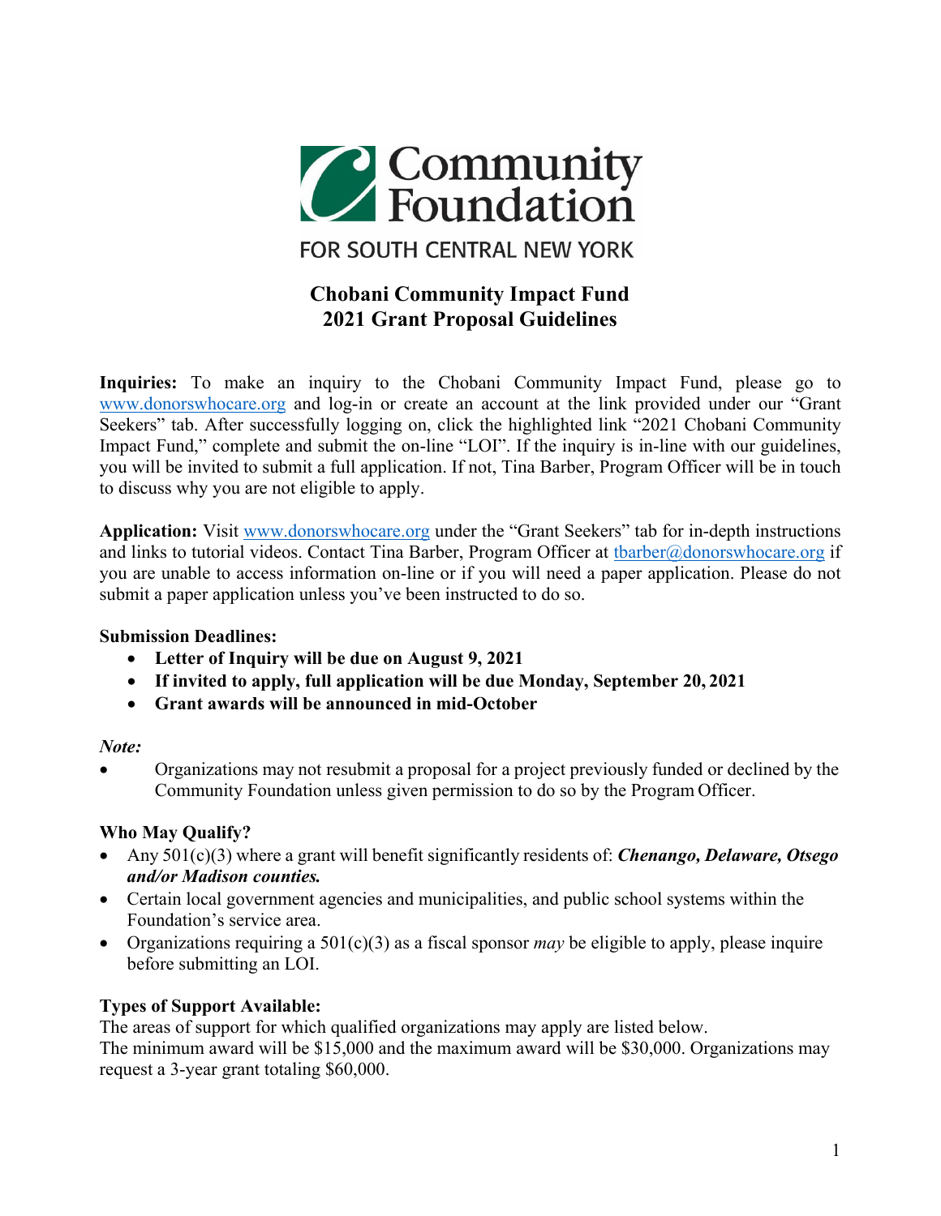**Community Foundation**

FOR SOUTH CENTRAL NEW YORK

# Chobani Community Impact Fund
# 2021 Grant Proposal Guidelines

**Inquiries:** To make an inquiry to the Chobani Community Impact Fund, please go to www.donorswhocare.org and log-in or create an account at the link provided under our "Grant Seekers" tab. After successfully logging on, click the highlighted link "2021 Chobani Community Impact Fund," complete and submit the on-line "LOI". If the inquiry is in-line with our guidelines, you will be invited to submit a full application. If not, Tina Barber, Program Officer will be in touch to discuss why you are not eligible to apply.

**Application:** Visit www.donorswhocare.org under the "Grant Seekers" tab for in-depth instructions and links to tutorial videos. Contact Tina Barber, Program Officer at tbarber@donorswhocare.org if you are unable to access information on-line or if you will need a paper application. Please do not submit a paper application unless you've been instructed to do so.

**Submission Deadlines:**

- **Letter of Inquiry will be due on August 9, 2021**
- **If invited to apply, full application will be due Monday, September 20, 2021**
- **Grant awards will be announced in mid-October**

***Note:***

- Organizations may not resubmit a proposal for a project previously funded or declined by the Community Foundation unless given permission to do so by the Program Officer.

**Who May Qualify?**

- Any 501(c)(3) where a grant will benefit significantly residents of: ***Chenango, Delaware, Otsego and/or Madison counties.***
- Certain local government agencies and municipalities, and public school systems within the Foundation's service area.
- Organizations requiring a 501(c)(3) as a fiscal sponsor *may* be eligible to apply, please inquire before submitting an LOI.

**Types of Support Available:**

The areas of support for which qualified organizations may apply are listed below.
The minimum award will be $15,000 and the maximum award will be $30,000. Organizations may request a 3-year grant totaling $60,000.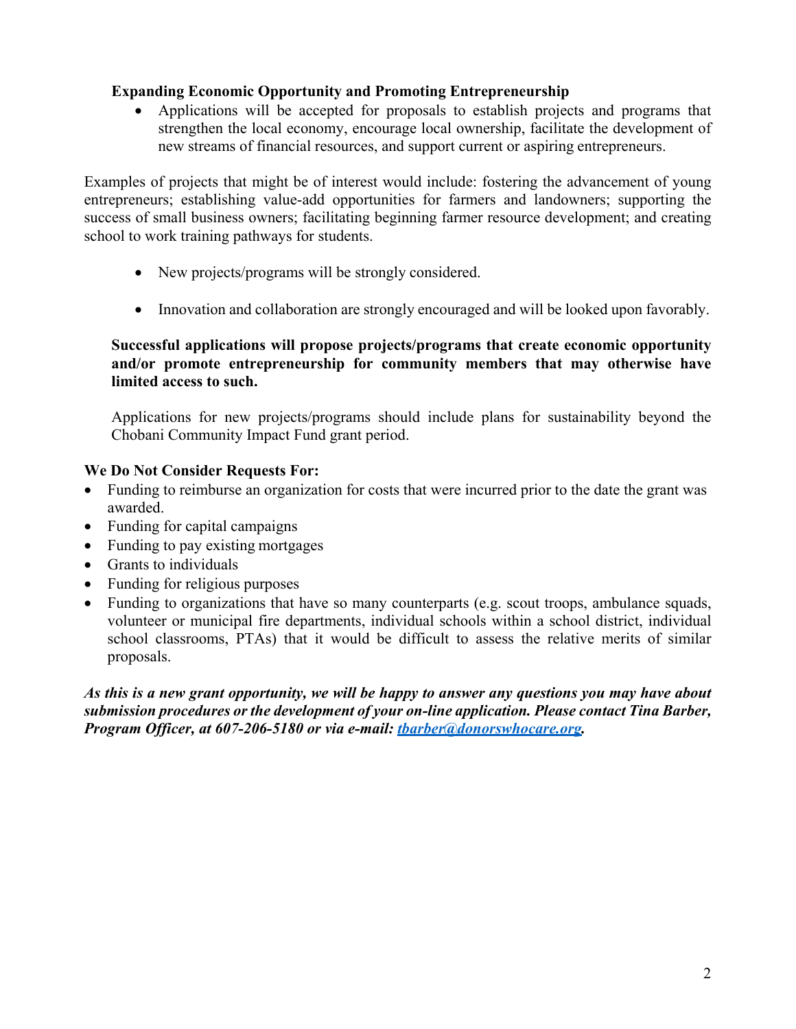**Expanding Economic Opportunity and Promoting Entrepreneurship**

- Applications will be accepted for proposals to establish projects and programs that strengthen the local economy, encourage local ownership, facilitate the development of new streams of financial resources, and support current or aspiring entrepreneurs.

Examples of projects that might be of interest would include: fostering the advancement of young entrepreneurs; establishing value-add opportunities for farmers and landowners; supporting the success of small business owners; facilitating beginning farmer resource development; and creating school to work training pathways for students.

- New projects/programs will be strongly considered.
- Innovation and collaboration are strongly encouraged and will be looked upon favorably.

**Successful applications will propose projects/programs that create economic opportunity and/or promote entrepreneurship for community members that may otherwise have limited access to such.**

Applications for new projects/programs should include plans for sustainability beyond the Chobani Community Impact Fund grant period.

**We Do Not Consider Requests For:**

- Funding to reimburse an organization for costs that were incurred prior to the date the grant was awarded.
- Funding for capital campaigns
- Funding to pay existing mortgages
- Grants to individuals
- Funding for religious purposes
- Funding to organizations that have so many counterparts (e.g. scout troops, ambulance squads, volunteer or municipal fire departments, individual schools within a school district, individual school classrooms, PTAs) that it would be difficult to assess the relative merits of similar proposals.

***As this is a new grant opportunity, we will be happy to answer any questions you may have about submission procedures or the development of your on-line application. Please contact Tina Barber, Program Officer, at 607-206-5180 or via e-mail: tbarber@donorswhocare.org.***